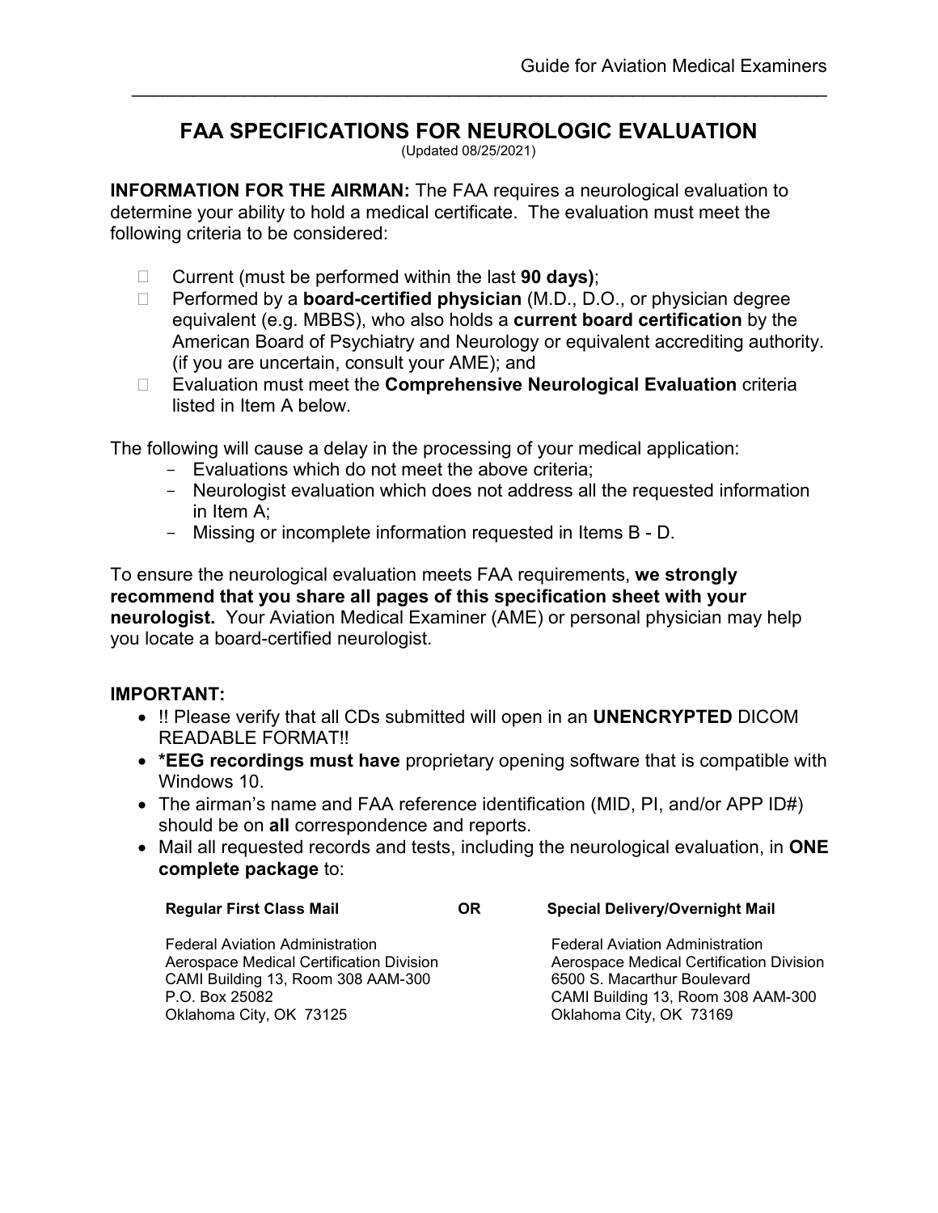# FAA SPECIFICATIONS FOR NEUROLOGIC EVALUATION

(Updated 08/25/2021)

**INFORMATION FOR THE AIRMAN:** The FAA requires a neurological evaluation to determine your ability to hold a medical certificate. The evaluation must meet the following criteria to be considered:

- Current (must be performed within the last **90 days)**;
- Performed by a **board-certified physician** (M.D., D.O., or physician degree equivalent (e.g. MBBS), who also holds a **current board certification** by the American Board of Psychiatry and Neurology or equivalent accrediting authority. (if you are uncertain, consult your AME); and
- Evaluation must meet the **Comprehensive Neurological Evaluation** criteria listed in Item A below.

The following will cause a delay in the processing of your medical application:

- Evaluations which do not meet the above criteria;
- Neurologist evaluation which does not address all the requested information in Item A;
- Missing or incomplete information requested in Items B - D.

To ensure the neurological evaluation meets FAA requirements, **we strongly recommend that you share all pages of this specification sheet with your neurologist.** Your Aviation Medical Examiner (AME) or personal physician may help you locate a board-certified neurologist.

**IMPORTANT:**

- !! Please verify that all CDs submitted will open in an **UNENCRYPTED** DICOM READABLE FORMAT!!
- ***EEG recordings must have** proprietary opening software that is compatible with Windows 10.
- The airman's name and FAA reference identification (MID, PI, and/or APP ID#) should be on **all** correspondence and reports.
- Mail all requested records and tests, including the neurological evaluation, in **ONE complete package** to:

| **Regular First Class Mail** | **OR** | **Special Delivery/Overnight Mail** |
|---|---|---|
| Federal Aviation Administration<br>Aerospace Medical Certification Division<br>CAMI Building 13, Room 308 AAM-300<br>P.O. Box 25082<br>Oklahoma City, OK 73125 | | Federal Aviation Administration<br>Aerospace Medical Certification Division<br>6500 S. Macarthur Boulevard<br>CAMI Building 13, Room 308 AAM-300<br>Oklahoma City, OK 73169 |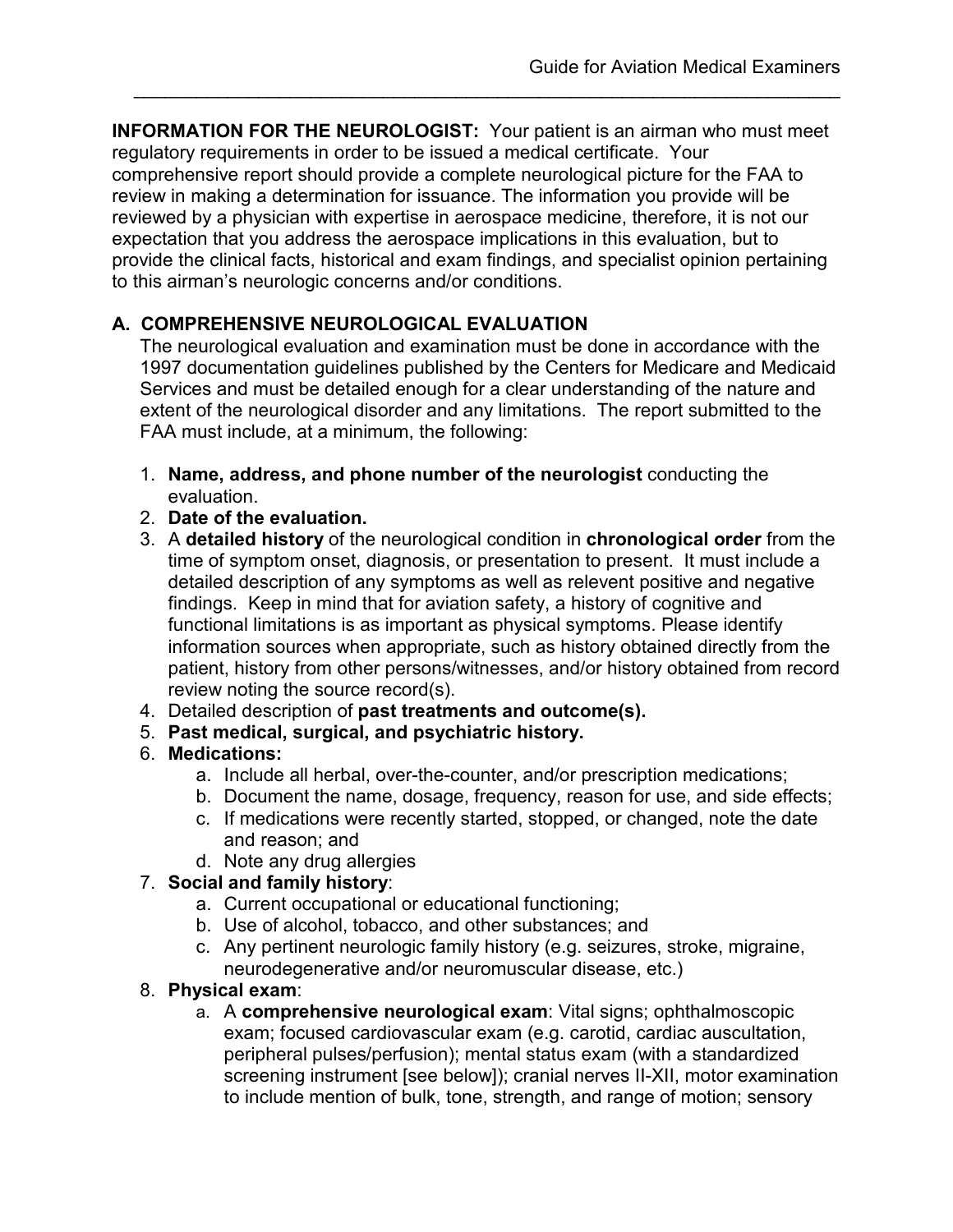**INFORMATION FOR THE NEUROLOGIST:** Your patient is an airman who must meet regulatory requirements in order to be issued a medical certificate. Your comprehensive report should provide a complete neurological picture for the FAA to review in making a determination for issuance. The information you provide will be reviewed by a physician with expertise in aerospace medicine, therefore, it is not our expectation that you address the aerospace implications in this evaluation, but to provide the clinical facts, historical and exam findings, and specialist opinion pertaining to this airman's neurologic concerns and/or conditions.

## A. COMPREHENSIVE NEUROLOGICAL EVALUATION

The neurological evaluation and examination must be done in accordance with the 1997 documentation guidelines published by the Centers for Medicare and Medicaid Services and must be detailed enough for a clear understanding of the nature and extent of the neurological disorder and any limitations. The report submitted to the FAA must include, at a minimum, the following:

1. **Name, address, and phone number of the neurologist** conducting the evaluation.
2. **Date of the evaluation.**
3. A **detailed history** of the neurological condition in **chronological order** from the time of symptom onset, diagnosis, or presentation to present. It must include a detailed description of any symptoms as well as relevent positive and negative findings. Keep in mind that for aviation safety, a history of cognitive and functional limitations is as important as physical symptoms. Please identify information sources when appropriate, such as history obtained directly from the patient, history from other persons/witnesses, and/or history obtained from record review noting the source record(s).
4. Detailed description of **past treatments and outcome(s).**
5. **Past medical, surgical, and psychiatric history.**
6. **Medications:**
   a. Include all herbal, over-the-counter, and/or prescription medications;
   b. Document the name, dosage, frequency, reason for use, and side effects;
   c. If medications were recently started, stopped, or changed, note the date and reason; and
   d. Note any drug allergies
7. **Social and family history**:
   a. Current occupational or educational functioning;
   b. Use of alcohol, tobacco, and other substances; and
   c. Any pertinent neurologic family history (e.g. seizures, stroke, migraine, neurodegenerative and/or neuromuscular disease, etc.)
8. **Physical exam**:
   a. A **comprehensive neurological exam**: Vital signs; ophthalmoscopic exam; focused cardiovascular exam (e.g. carotid, cardiac auscultation, peripheral pulses/perfusion); mental status exam (with a standardized screening instrument [see below]); cranial nerves II-XII, motor examination to include mention of bulk, tone, strength, and range of motion; sensory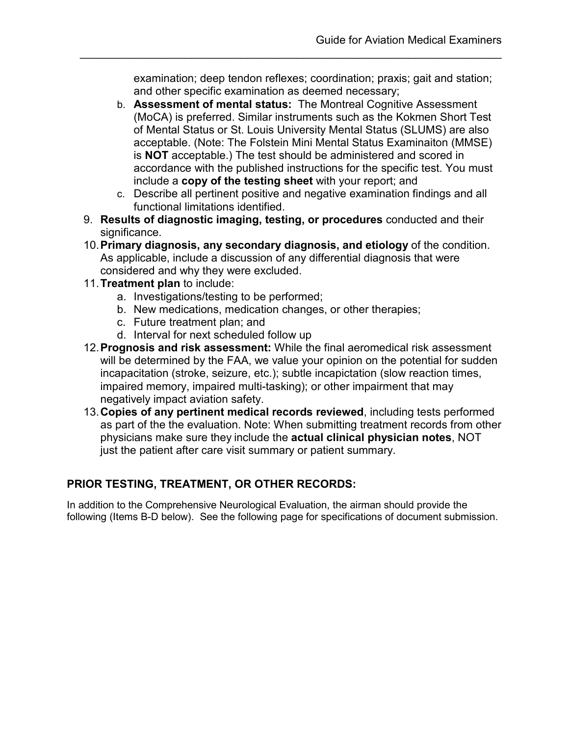examination; deep tendon reflexes; coordination; praxis; gait and station; and other specific examination as deemed necessary;

   b. **Assessment of mental status:** The Montreal Cognitive Assessment (MoCA) is preferred. Similar instruments such as the Kokmen Short Test of Mental Status or St. Louis University Mental Status (SLUMS) are also acceptable. (Note: The Folstein Mini Mental Status Examinaiton (MMSE) is **NOT** acceptable.) The test should be administered and scored in accordance with the published instructions for the specific test. You must include a **copy of the testing sheet** with your report; and
   c. Describe all pertinent positive and negative examination findings and all functional limitations identified.

9. **Results of diagnostic imaging, testing, or procedures** conducted and their significance.
10. **Primary diagnosis, any secondary diagnosis, and etiology** of the condition. As applicable, include a discussion of any differential diagnosis that were considered and why they were excluded.
11. **Treatment plan** to include:
    a. Investigations/testing to be performed;
    b. New medications, medication changes, or other therapies;
    c. Future treatment plan; and
    d. Interval for next scheduled follow up
12. **Prognosis and risk assessment:** While the final aeromedical risk assessment will be determined by the FAA, we value your opinion on the potential for sudden incapacitation (stroke, seizure, etc.); subtle incapictation (slow reaction times, impaired memory, impaired multi-tasking); or other impairment that may negatively impact aviation safety.
13. **Copies of any pertinent medical records reviewed**, including tests performed as part of the the evaluation. Note: When submitting treatment records from other physicians make sure they include the **actual clinical physician notes**, NOT just the patient after care visit summary or patient summary.

## PRIOR TESTING, TREATMENT, OR OTHER RECORDS:

In addition to the Comprehensive Neurological Evaluation, the airman should provide the following (Items B-D below). See the following page for specifications of document submission.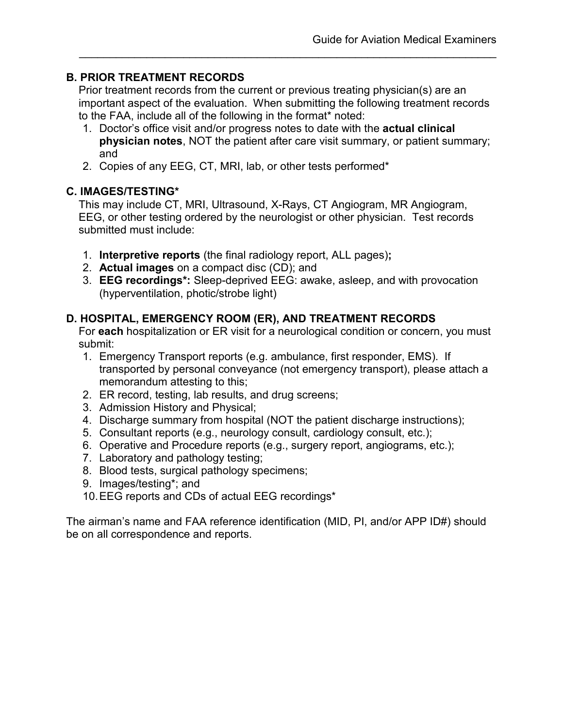**B. PRIOR TREATMENT RECORDS**

Prior treatment records from the current or previous treating physician(s) are an important aspect of the evaluation. When submitting the following treatment records to the FAA, include all of the following in the format* noted:

1. Doctor's office visit and/or progress notes to date with the **actual clinical physician notes**, NOT the patient after care visit summary, or patient summary; and
2. Copies of any EEG, CT, MRI, lab, or other tests performed*

**C. IMAGES/TESTING***

This may include CT, MRI, Ultrasound, X-Rays, CT Angiogram, MR Angiogram, EEG, or other testing ordered by the neurologist or other physician. Test records submitted must include:

1. **Interpretive reports** (the final radiology report, ALL pages)**;**
2. **Actual images** on a compact disc (CD); and
3. **EEG recordings*:** Sleep-deprived EEG: awake, asleep, and with provocation (hyperventilation, photic/strobe light)

**D. HOSPITAL, EMERGENCY ROOM (ER), AND TREATMENT RECORDS**

For **each** hospitalization or ER visit for a neurological condition or concern, you must submit:

1. Emergency Transport reports (e.g. ambulance, first responder, EMS). If transported by personal conveyance (not emergency transport), please attach a memorandum attesting to this;
2. ER record, testing, lab results, and drug screens;
3. Admission History and Physical;
4. Discharge summary from hospital (NOT the patient discharge instructions);
5. Consultant reports (e.g., neurology consult, cardiology consult, etc.);
6. Operative and Procedure reports (e.g., surgery report, angiograms, etc.);
7. Laboratory and pathology testing;
8. Blood tests, surgical pathology specimens;
9. Images/testing*; and
10. EEG reports and CDs of actual EEG recordings*

The airman's name and FAA reference identification (MID, PI, and/or APP ID#) should be on all correspondence and reports.